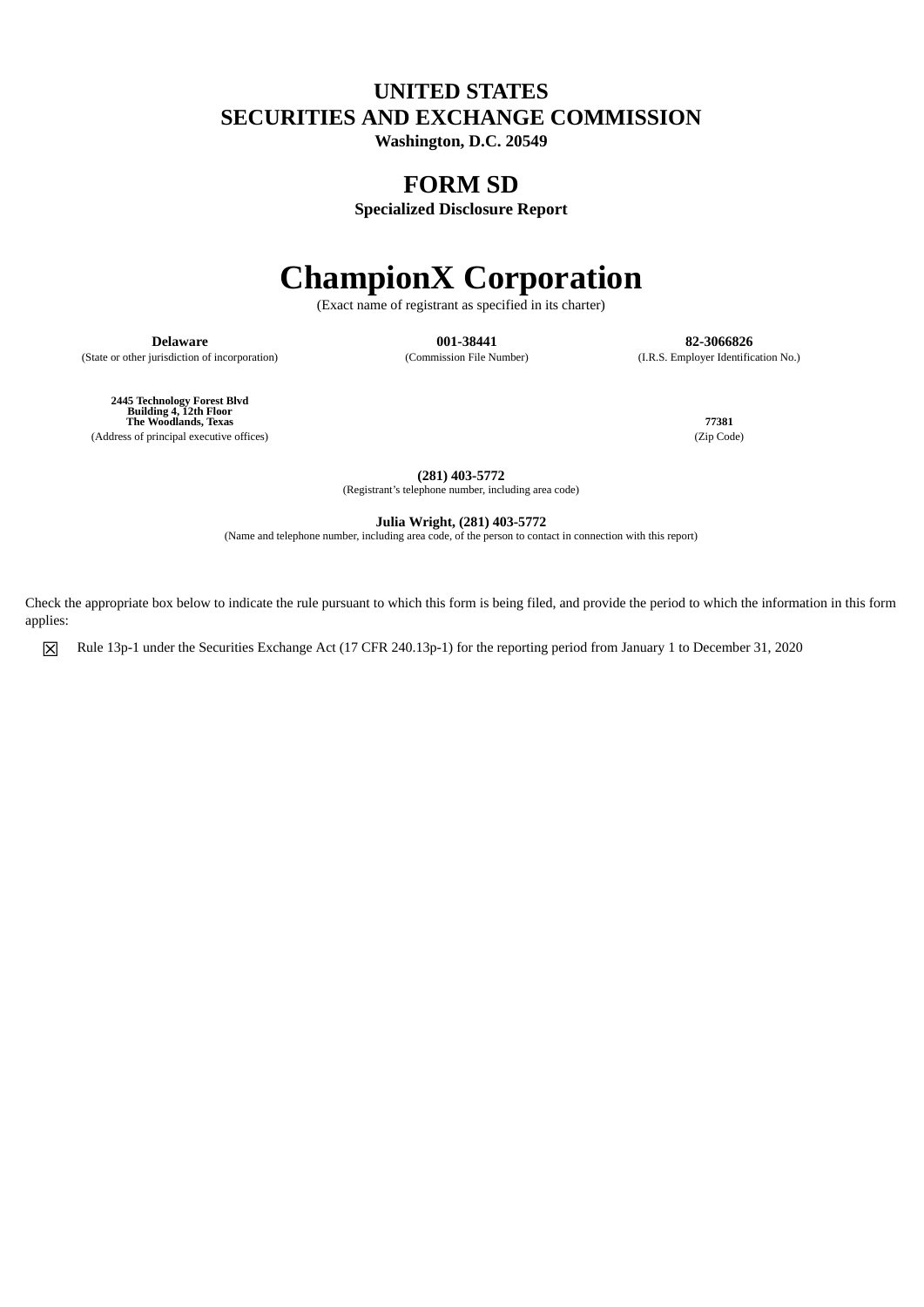# UNITED STATES
# SECURITIES AND EXCHANGE COMMISSION
**Washington, D.C. 20549**

## FORM SD
**Specialized Disclosure Report**

# ChampionX Corporation
(Exact name of registrant as specified in its charter)

| **Delaware** | **001-38441** | **82-3066826** |
|---|---|---|
| (State or other jurisdiction of incorporation) | (Commission File Number) | (I.R.S. Employer Identification No.) |

| **2445 Technology Forest Blvd Building 4, 12th Floor The Woodlands, Texas** | **77381** |
|---|---|
| (Address of principal executive offices) | (Zip Code) |

**(281) 403-5772**
(Registrant's telephone number, including area code)

**Julia Wright, (281) 403-5772**
(Name and telephone number, including area code, of the person to contact in connection with this report)

Check the appropriate box below to indicate the rule pursuant to which this form is being filed, and provide the period to which the information in this form applies:

☒ Rule 13p-1 under the Securities Exchange Act (17 CFR 240.13p-1) for the reporting period from January 1 to December 31, 2020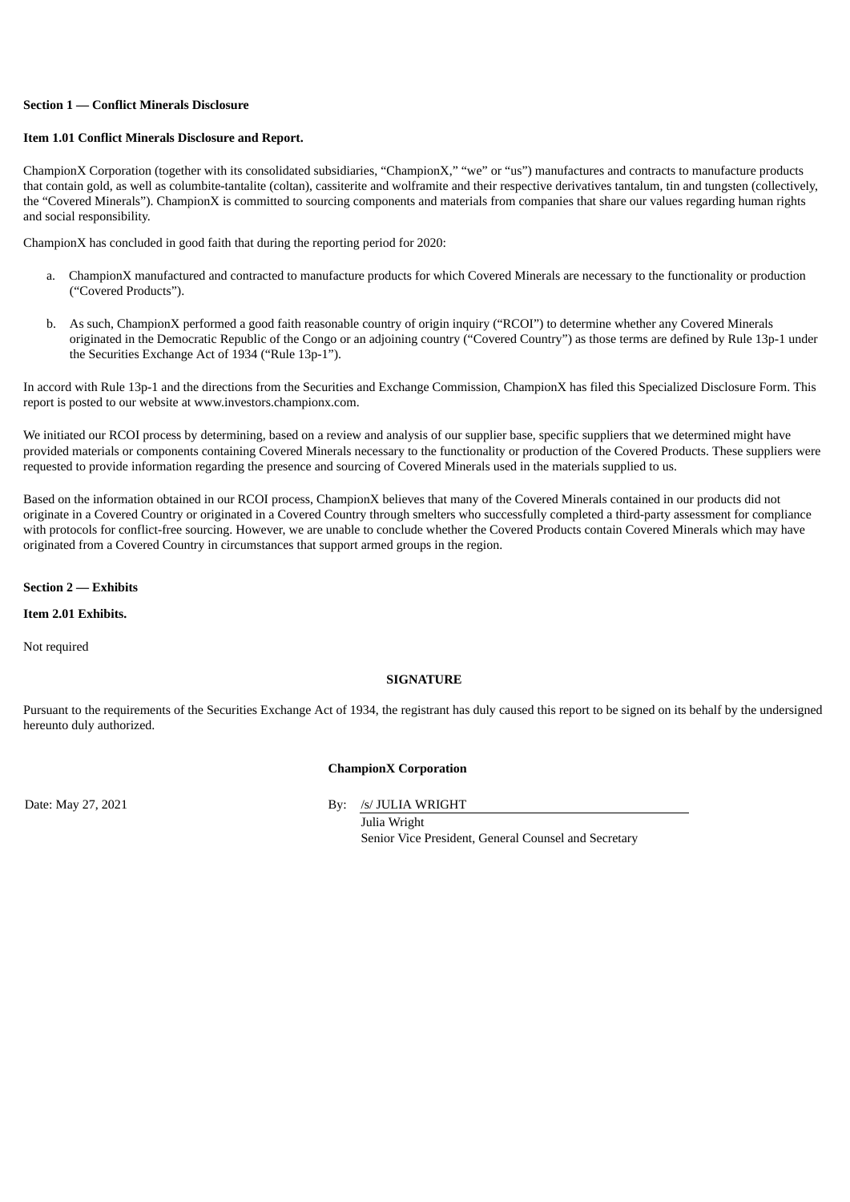**Section 1 — Conflict Minerals Disclosure**

**Item 1.01 Conflict Minerals Disclosure and Report.**

ChampionX Corporation (together with its consolidated subsidiaries, "ChampionX," "we" or "us") manufactures and contracts to manufacture products that contain gold, as well as columbite-tantalite (coltan), cassiterite and wolframite and their respective derivatives tantalum, tin and tungsten (collectively, the "Covered Minerals"). ChampionX is committed to sourcing components and materials from companies that share our values regarding human rights and social responsibility.

ChampionX has concluded in good faith that during the reporting period for 2020:

a. ChampionX manufactured and contracted to manufacture products for which Covered Minerals are necessary to the functionality or production ("Covered Products").

b. As such, ChampionX performed a good faith reasonable country of origin inquiry ("RCOI") to determine whether any Covered Minerals originated in the Democratic Republic of the Congo or an adjoining country ("Covered Country") as those terms are defined by Rule 13p-1 under the Securities Exchange Act of 1934 ("Rule 13p-1").

In accord with Rule 13p-1 and the directions from the Securities and Exchange Commission, ChampionX has filed this Specialized Disclosure Form. This report is posted to our website at www.investors.championx.com.

We initiated our RCOI process by determining, based on a review and analysis of our supplier base, specific suppliers that we determined might have provided materials or components containing Covered Minerals necessary to the functionality or production of the Covered Products. These suppliers were requested to provide information regarding the presence and sourcing of Covered Minerals used in the materials supplied to us.

Based on the information obtained in our RCOI process, ChampionX believes that many of the Covered Minerals contained in our products did not originate in a Covered Country or originated in a Covered Country through smelters who successfully completed a third-party assessment for compliance with protocols for conflict-free sourcing. However, we are unable to conclude whether the Covered Products contain Covered Minerals which may have originated from a Covered Country in circumstances that support armed groups in the region.

**Section 2 — Exhibits**

**Item 2.01 Exhibits.**

Not required

**SIGNATURE**

Pursuant to the requirements of the Securities Exchange Act of 1934, the registrant has duly caused this report to be signed on its behalf by the undersigned hereunto duly authorized.

**ChampionX Corporation**

Date: May 27, 2021

By: /s/ JULIA WRIGHT
Julia Wright
Senior Vice President, General Counsel and Secretary